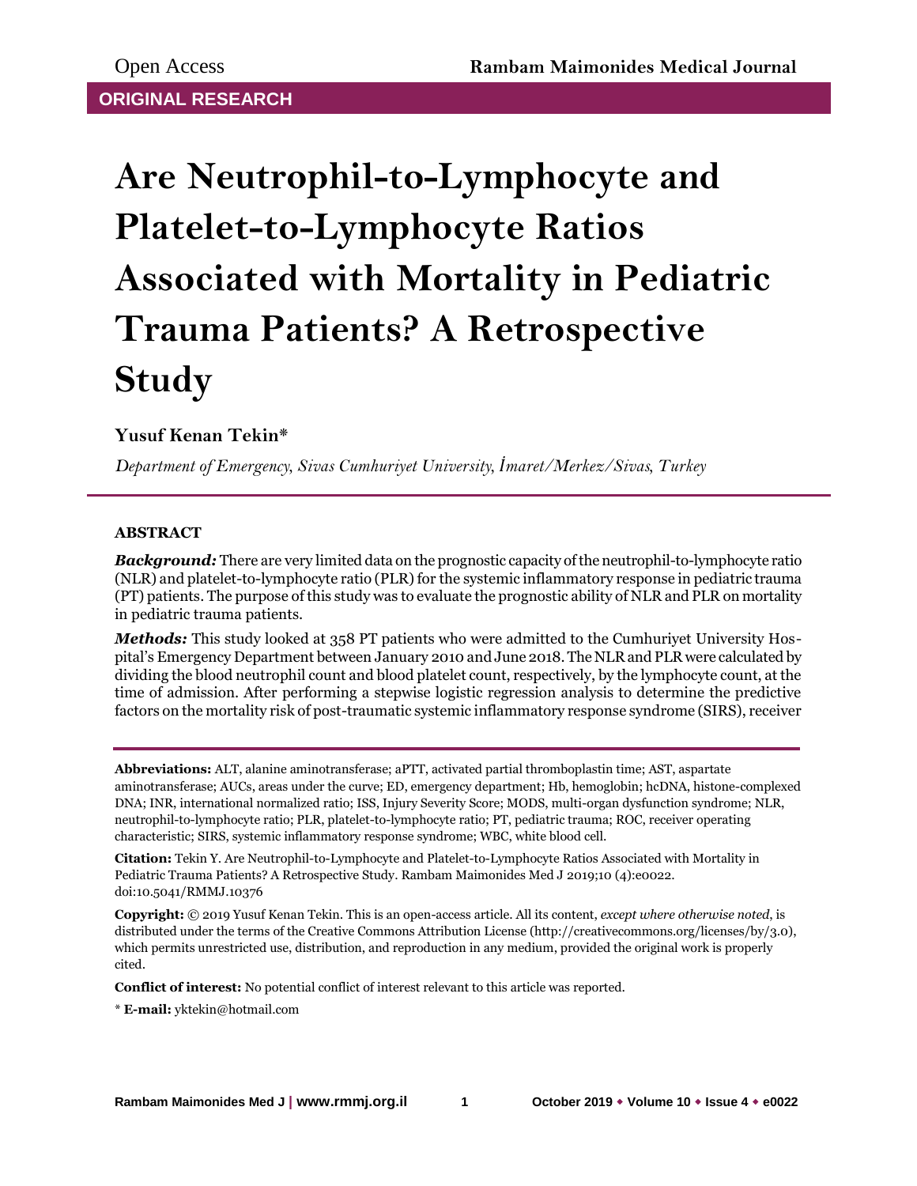Open Access

ORIGINAL RESEARCH

# Are Neutrophil-to-Lymphocyte and Platelet-to-Lymphocyte Ratios Associated with Mortality in Pediatric Trauma Patients? A Retrospective Study

**Yusuf Kenan Tekin***

*Department of Emergency, Sivas Cumhuriyet University, İmaret/Merkez/Sivas, Turkey*

## ABSTRACT

***Background:*** There are very limited data on the prognostic capacity of the neutrophil-to-lymphocyte ratio (NLR) and platelet-to-lymphocyte ratio (PLR) for the systemic inflammatory response in pediatric trauma (PT) patients. The purpose of this study was to evaluate the prognostic ability of NLR and PLR on mortality in pediatric trauma patients.

***Methods:*** This study looked at 358 PT patients who were admitted to the Cumhuriyet University Hospital's Emergency Department between January 2010 and June 2018. The NLR and PLR were calculated by dividing the blood neutrophil count and blood platelet count, respectively, by the lymphocyte count, at the time of admission. After performing a stepwise logistic regression analysis to determine the predictive factors on the mortality risk of post-traumatic systemic inflammatory response syndrome (SIRS), receiver

---

**Abbreviations:** ALT, alanine aminotransferase; aPTT, activated partial thromboplastin time; AST, aspartate aminotransferase; AUCs, areas under the curve; ED, emergency department; Hb, hemoglobin; hcDNA, histone-complexed DNA; INR, international normalized ratio; ISS, Injury Severity Score; MODS, multi-organ dysfunction syndrome; NLR, neutrophil-to-lymphocyte ratio; PLR, platelet-to-lymphocyte ratio; PT, pediatric trauma; ROC, receiver operating characteristic; SIRS, systemic inflammatory response syndrome; WBC, white blood cell.

**Citation:** Tekin Y. Are Neutrophil-to-Lymphocyte and Platelet-to-Lymphocyte Ratios Associated with Mortality in Pediatric Trauma Patients? A Retrospective Study. Rambam Maimonides Med J 2019;10 (4):e0022. doi:10.5041/RMMJ.10376

**Copyright:** © 2019 Yusuf Kenan Tekin. This is an open-access article. All its content, *except where otherwise noted*, is distributed under the terms of the Creative Commons Attribution License (http://creativecommons.org/licenses/by/3.0), which permits unrestricted use, distribution, and reproduction in any medium, provided the original work is properly cited.

**Conflict of interest:** No potential conflict of interest relevant to this article was reported.

\* **E-mail:** yktekin@hotmail.com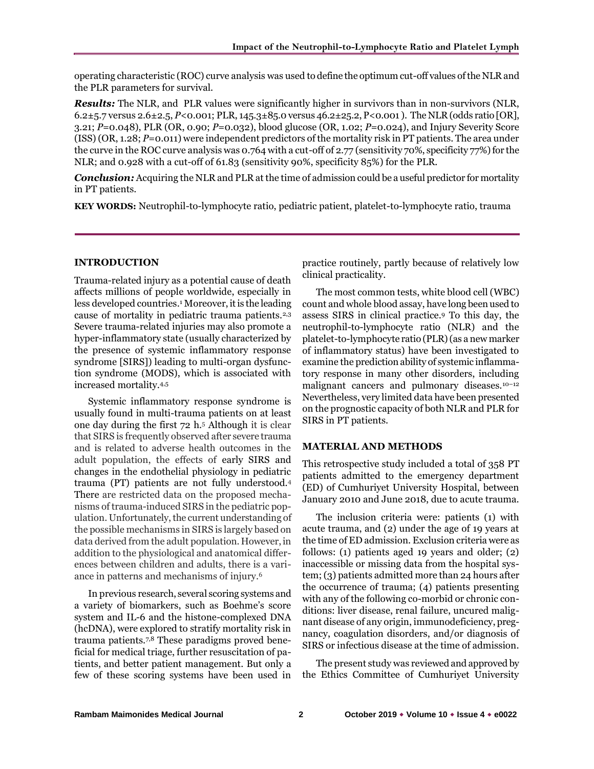operating characteristic (ROC) curve analysis was used to define the optimum cut-off values of the NLR and the PLR parameters for survival.

***Results:*** The NLR, and PLR values were significantly higher in survivors than in non-survivors (NLR, 6.2±5.7 versus 2.6±2.5, $P<0.001$; PLR, 145.3±85.0 versus 46.2±25.2, $P<0.001$ ). The NLR (odds ratio [OR], 3.21; $P=0.048$), PLR (OR, 0.90; $P=0.032$), blood glucose (OR, 1.02; $P=0.024$), and Injury Severity Score (ISS) (OR, 1.28; $P=0.011$) were independent predictors of the mortality risk in PT patients. The area under the curve in the ROC curve analysis was 0.764 with a cut-off of 2.77 (sensitivity 70%, specificity 77%) for the NLR; and 0.928 with a cut-off of 61.83 (sensitivity 90%, specificity 85%) for the PLR.

***Conclusion:*** Acquiring the NLR and PLR at the time of admission could be a useful predictor for mortality in PT patients.

**KEY WORDS:** Neutrophil-to-lymphocyte ratio, pediatric patient, platelet-to-lymphocyte ratio, trauma

## INTRODUCTION

Trauma-related injury as a potential cause of death affects millions of people worldwide, especially in less developed countries.[1] Moreover, it is the leading cause of mortality in pediatric trauma patients.[2,3] Severe trauma-related injuries may also promote a hyper-inflammatory state (usually characterized by the presence of systemic inflammatory response syndrome [SIRS]) leading to multi-organ dysfunction syndrome (MODS), which is associated with increased mortality.[4,5]

Systemic inflammatory response syndrome is usually found in multi-trauma patients on at least one day during the first 72 h.[5] Although it is clear that SIRS is frequently observed after severe trauma and is related to adverse health outcomes in the adult population, the effects of early SIRS and changes in the endothelial physiology in pediatric trauma (PT) patients are not fully understood.[4] There are restricted data on the proposed mechanisms of trauma-induced SIRS in the pediatric population. Unfortunately, the current understanding of the possible mechanisms in SIRS is largely based on data derived from the adult population. However, in addition to the physiological and anatomical differences between children and adults, there is a variance in patterns and mechanisms of injury.[6]

In previous research, several scoring systems and a variety of biomarkers, such as Boehme's score system and IL-6 and the histone-complexed DNA (hcDNA), were explored to stratify mortality risk in trauma patients.[7,8] These paradigms proved beneficial for medical triage, further resuscitation of patients, and better patient management. But only a few of these scoring systems have been used in practice routinely, partly because of relatively low clinical practicality.

The most common tests, white blood cell (WBC) count and whole blood assay, have long been used to assess SIRS in clinical practice.[9] To this day, the neutrophil-to-lymphocyte ratio (NLR) and the platelet-to-lymphocyte ratio (PLR) (as a new marker of inflammatory status) have been investigated to examine the prediction ability of systemic inflammatory response in many other disorders, including malignant cancers and pulmonary diseases.[10–12] Nevertheless, very limited data have been presented on the prognostic capacity of both NLR and PLR for SIRS in PT patients.

## MATERIAL AND METHODS

This retrospective study included a total of 358 PT patients admitted to the emergency department (ED) of Cumhuriyet University Hospital, between January 2010 and June 2018, due to acute trauma.

The inclusion criteria were: patients (1) with acute trauma, and (2) under the age of 19 years at the time of ED admission. Exclusion criteria were as follows: (1) patients aged 19 years and older; (2) inaccessible or missing data from the hospital system; (3) patients admitted more than 24 hours after the occurrence of trauma; (4) patients presenting with any of the following co-morbid or chronic conditions: liver disease, renal failure, uncured malignant disease of any origin, immunodeficiency, pregnancy, coagulation disorders, and/or diagnosis of SIRS or infectious disease at the time of admission.

The present study was reviewed and approved by the Ethics Committee of Cumhuriyet University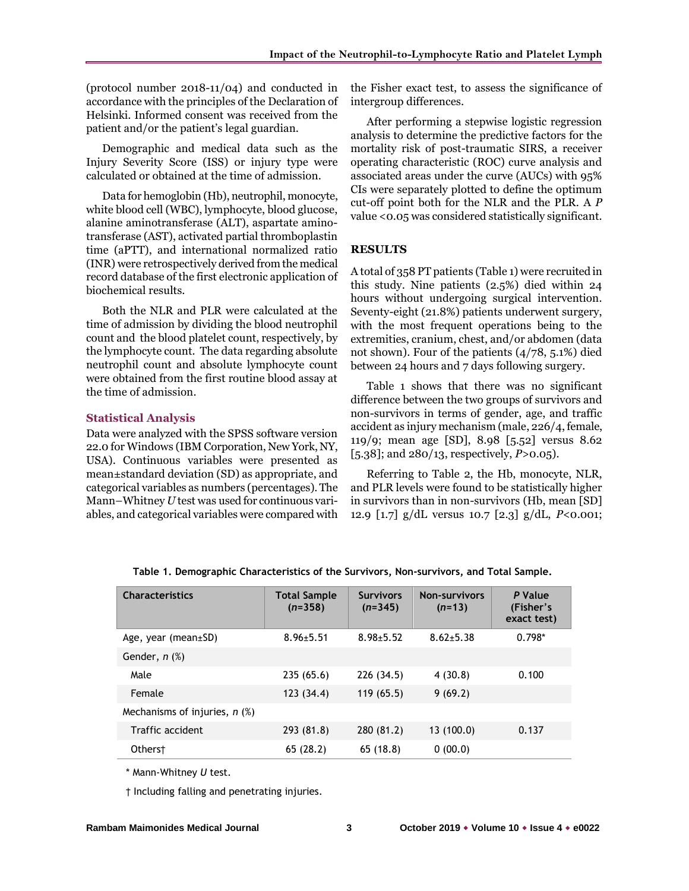(protocol number 2018-11/04) and conducted in accordance with the principles of the Declaration of Helsinki. Informed consent was received from the patient and/or the patient's legal guardian.

Demographic and medical data such as the Injury Severity Score (ISS) or injury type were calculated or obtained at the time of admission.

Data for hemoglobin (Hb), neutrophil, monocyte, white blood cell (WBC), lymphocyte, blood glucose, alanine aminotransferase (ALT), aspartate aminotransferase (AST), activated partial thromboplastin time (aPTT), and international normalized ratio (INR) were retrospectively derived from the medical record database of the first electronic application of biochemical results.

Both the NLR and PLR were calculated at the time of admission by dividing the blood neutrophil count and the blood platelet count, respectively, by the lymphocyte count. The data regarding absolute neutrophil count and absolute lymphocyte count were obtained from the first routine blood assay at the time of admission.

## Statistical Analysis

Data were analyzed with the SPSS software version 22.0 for Windows (IBM Corporation, New York, NY, USA). Continuous variables were presented as mean±standard deviation (SD) as appropriate, and categorical variables as numbers (percentages). The Mann–Whitney *U* test was used for continuous variables, and categorical variables were compared with the Fisher exact test, to assess the significance of intergroup differences.

After performing a stepwise logistic regression analysis to determine the predictive factors for the mortality risk of post-traumatic SIRS, a receiver operating characteristic (ROC) curve analysis and associated areas under the curve (AUCs) with 95% CIs were separately plotted to define the optimum cut-off point both for the NLR and the PLR. A $P$ value <0.05 was considered statistically significant.

## RESULTS

A total of 358 PT patients (Table 1) were recruited in this study. Nine patients (2.5%) died within 24 hours without undergoing surgical intervention. Seventy-eight (21.8%) patients underwent surgery, with the most frequent operations being to the extremities, cranium, chest, and/or abdomen (data not shown). Four of the patients (4/78, 5.1%) died between 24 hours and 7 days following surgery.

Table 1 shows that there was no significant difference between the two groups of survivors and non-survivors in terms of gender, age, and traffic accident as injury mechanism (male, 226/4, female, 119/9; mean age [SD], 8.98 [5.52] versus 8.62 [5.38]; and 280/13, respectively, $P$>0.05).

Referring to Table 2, the Hb, monocyte, NLR, and PLR levels were found to be statistically higher in survivors than in non-survivors (Hb, mean [SD] 12.9 [1.7] g/dL versus 10.7 [2.3] g/dL, $P$<0.001;

**Table 1. Demographic Characteristics of the Survivors, Non-survivors, and Total Sample.**

| Characteristics | Total Sample (*n*=358) | Survivors (*n*=345) | Non-survivors (*n*=13) | *P* Value (Fisher's exact test) |
|---|---|---|---|---|
| Age, year (mean±SD) | 8.96±5.51 | 8.98±5.52 | 8.62±5.38 | 0.798* |
| Gender, *n* (%) | | | | |
| Male | 235 (65.6) | 226 (34.5) | 4 (30.8) | 0.100 |
| Female | 123 (34.4) | 119 (65.5) | 9 (69.2) | |
| Mechanisms of injuries, *n* (%) | | | | |
| Traffic accident | 293 (81.8) | 280 (81.2) | 13 (100.0) | 0.137 |
| Others† | 65 (28.2) | 65 (18.8) | 0 (00.0) | |

\* Mann-Whitney *U* test.

† Including falling and penetrating injuries.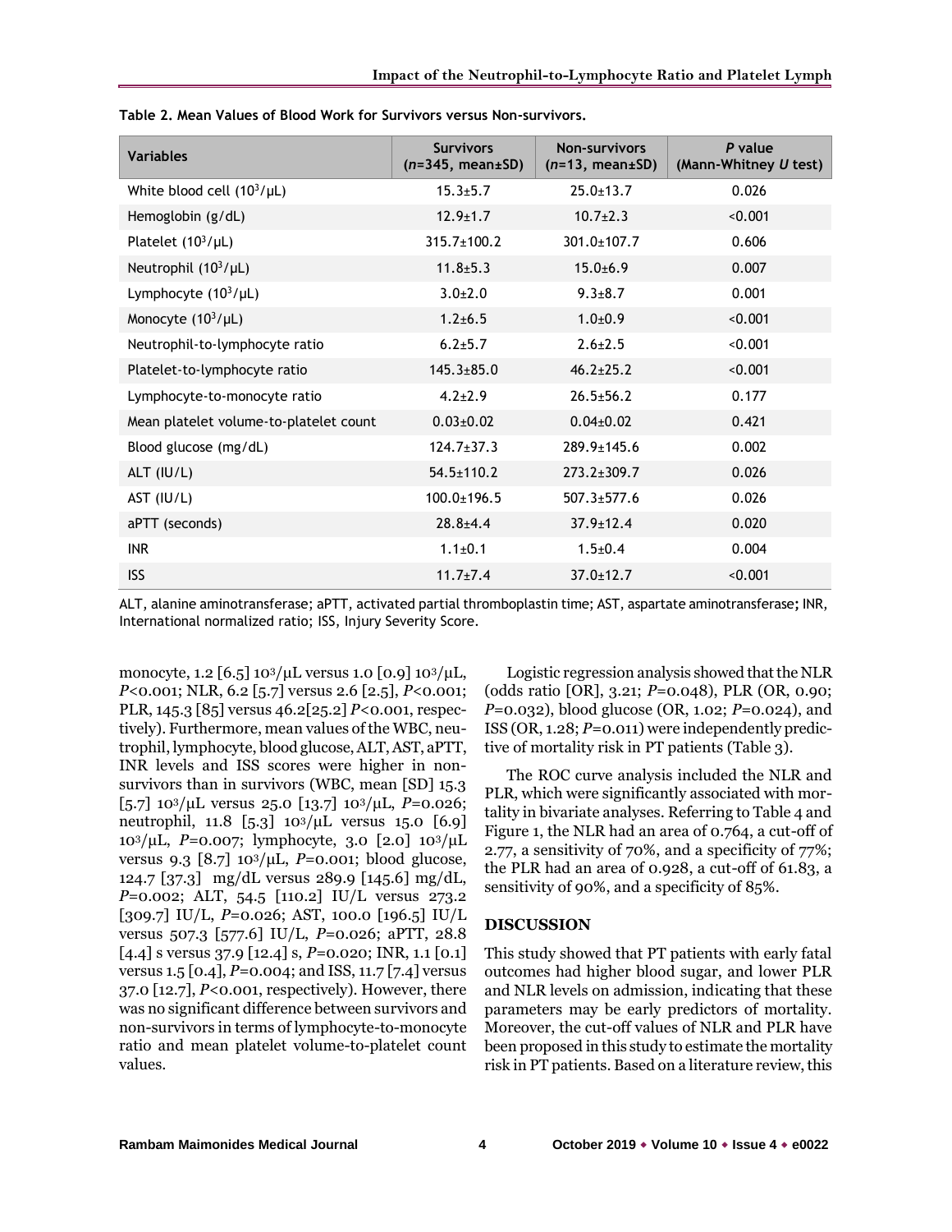**Table 2. Mean Values of Blood Work for Survivors versus Non-survivors.**

| Variables | Survivors (*n*=345, mean±SD) | Non-survivors (*n*=13, mean±SD) | *P* value (Mann-Whitney *U* test) |
|---|---|---|---|
| White blood cell ($10^3$/μL) | 15.3±5.7 | 25.0±13.7 | 0.026 |
| Hemoglobin (g/dL) | 12.9±1.7 | 10.7±2.3 | <0.001 |
| Platelet ($10^3$/μL) | 315.7±100.2 | 301.0±107.7 | 0.606 |
| Neutrophil ($10^3$/μL) | 11.8±5.3 | 15.0±6.9 | 0.007 |
| Lymphocyte ($10^3$/μL) | 3.0±2.0 | 9.3±8.7 | 0.001 |
| Monocyte ($10^3$/μL) | 1.2±6.5 | 1.0±0.9 | <0.001 |
| Neutrophil-to-lymphocyte ratio | 6.2±5.7 | 2.6±2.5 | <0.001 |
| Platelet-to-lymphocyte ratio | 145.3±85.0 | 46.2±25.2 | <0.001 |
| Lymphocyte-to-monocyte ratio | 4.2±2.9 | 26.5±56.2 | 0.177 |
| Mean platelet volume-to-platelet count | 0.03±0.02 | 0.04±0.02 | 0.421 |
| Blood glucose (mg/dL) | 124.7±37.3 | 289.9±145.6 | 0.002 |
| ALT (IU/L) | 54.5±110.2 | 273.2±309.7 | 0.026 |
| AST (IU/L) | 100.0±196.5 | 507.3±577.6 | 0.026 |
| aPTT (seconds) | 28.8±4.4 | 37.9±12.4 | 0.020 |
| INR | 1.1±0.1 | 1.5±0.4 | 0.004 |
| ISS | 11.7±7.4 | 37.0±12.7 | <0.001 |

ALT, alanine aminotransferase; aPTT, activated partial thromboplastin time; AST, aspartate aminotransferase; INR, International normalized ratio; ISS, Injury Severity Score.

monocyte, 1.2 [6.5] $10^3$/μL versus 1.0 [0.9] $10^3$/μL, *P*<0.001; NLR, 6.2 [5.7] versus 2.6 [2.5], *P*<0.001; PLR, 145.3 [85] versus 46.2[25.2] *P*<0.001, respectively). Furthermore, mean values of the WBC, neutrophil, lymphocyte, blood glucose, ALT, AST, aPTT, INR levels and ISS scores were higher in non-survivors than in survivors (WBC, mean [SD] 15.3 [5.7] $10^3$/μL versus 25.0 [13.7] $10^3$/μL, *P*=0.026; neutrophil, 11.8 [5.3] $10^3$/μL versus 15.0 [6.9] $10^3$/μL, *P*=0.007; lymphocyte, 3.0 [2.0] $10^3$/μL versus 9.3 [8.7] $10^3$/μL, *P*=0.001; blood glucose, 124.7 [37.3] mg/dL versus 289.9 [145.6] mg/dL, *P*=0.002; ALT, 54.5 [110.2] IU/L versus 273.2 [309.7] IU/L, *P*=0.026; AST, 100.0 [196.5] IU/L versus 507.3 [577.6] IU/L, *P*=0.026; aPTT, 28.8 [4.4] s versus 37.9 [12.4] s, *P*=0.020; INR, 1.1 [0.1] versus 1.5 [0.4], *P*=0.004; and ISS, 11.7 [7.4] versus 37.0 [12.7], *P*<0.001, respectively). However, there was no significant difference between survivors and non-survivors in terms of lymphocyte-to-monocyte ratio and mean platelet volume-to-platelet count values.

Logistic regression analysis showed that the NLR (odds ratio [OR], 3.21; *P*=0.048), PLR (OR, 0.90; *P*=0.032), blood glucose (OR, 1.02; *P*=0.024), and ISS (OR, 1.28; *P*=0.011) were independently predictive of mortality risk in PT patients (Table 3).

The ROC curve analysis included the NLR and PLR, which were significantly associated with mortality in bivariate analyses. Referring to Table 4 and Figure 1, the NLR had an area of 0.764, a cut-off of 2.77, a sensitivity of 70%, and a specificity of 77%; the PLR had an area of 0.928, a cut-off of 61.83, a sensitivity of 90%, and a specificity of 85%.

## DISCUSSION

This study showed that PT patients with early fatal outcomes had higher blood sugar, and lower PLR and NLR levels on admission, indicating that these parameters may be early predictors of mortality. Moreover, the cut-off values of NLR and PLR have been proposed in this study to estimate the mortality risk in PT patients. Based on a literature review, this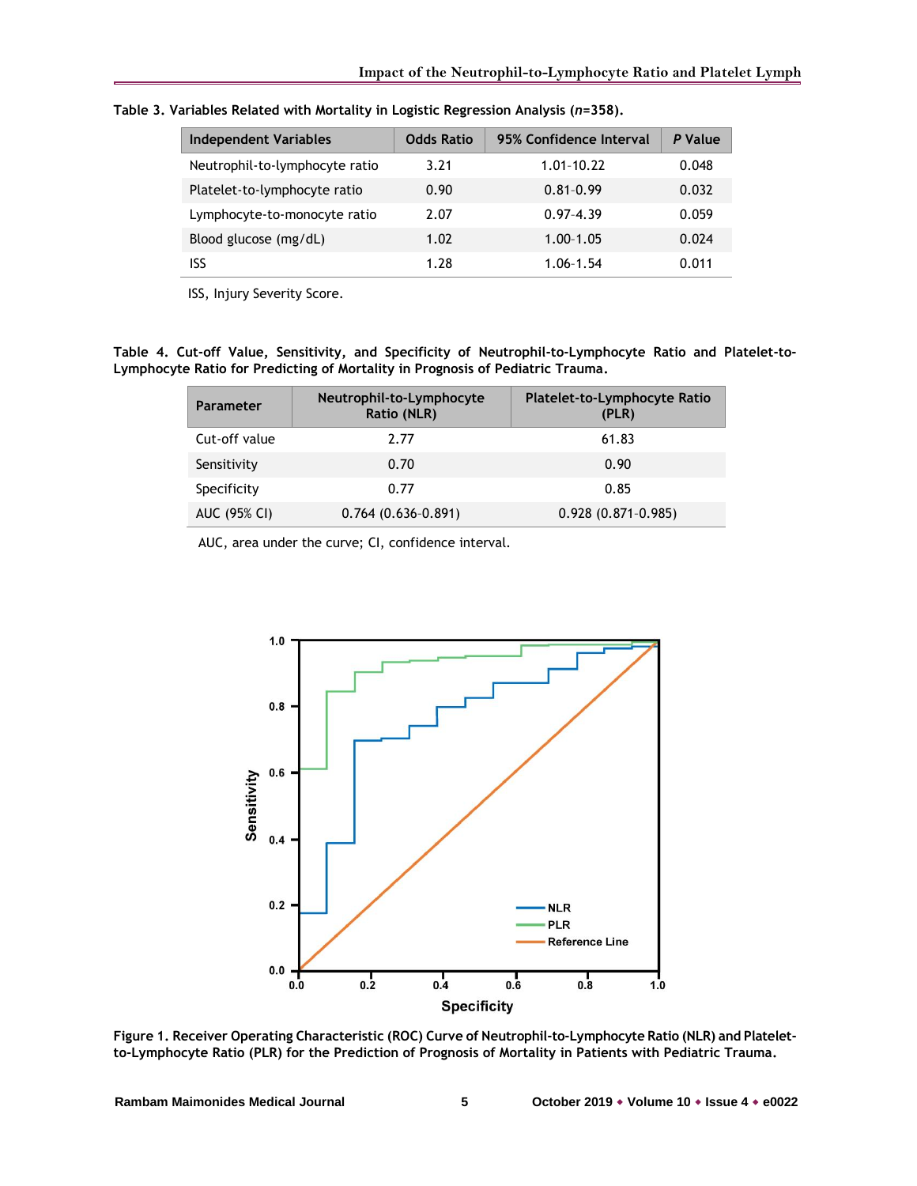**Table 3. Variables Related with Mortality in Logistic Regression Analysis (*n*=358).**

| Independent Variables | Odds Ratio | 95% Confidence Interval | *P* Value |
|---|---|---|---|
| Neutrophil-to-lymphocyte ratio | 3.21 | 1.01–10.22 | 0.048 |
| Platelet-to-lymphocyte ratio | 0.90 | 0.81–0.99 | 0.032 |
| Lymphocyte-to-monocyte ratio | 2.07 | 0.97–4.39 | 0.059 |
| Blood glucose (mg/dL) | 1.02 | 1.00–1.05 | 0.024 |
| ISS | 1.28 | 1.06–1.54 | 0.011 |

ISS, Injury Severity Score.

**Table 4. Cut-off Value, Sensitivity, and Specificity of Neutrophil-to-Lymphocyte Ratio and Platelet-to-Lymphocyte Ratio for Predicting of Mortality in Prognosis of Pediatric Trauma.**

| Parameter | Neutrophil-to-Lymphocyte Ratio (NLR) | Platelet-to-Lymphocyte Ratio (PLR) |
|---|---|---|
| Cut-off value | 2.77 | 61.83 |
| Sensitivity | 0.70 | 0.90 |
| Specificity | 0.77 | 0.85 |
| AUC (95% CI) | 0.764 (0.636–0.891) | 0.928 (0.871–0.985) |

AUC, area under the curve; CI, confidence interval.

**Figure 1. Receiver Operating Characteristic (ROC) Curve of Neutrophil-to-Lymphocyte Ratio (NLR) and Platelet-to-Lymphocyte Ratio (PLR) for the Prediction of Prognosis of Mortality in Patients with Pediatric Trauma.**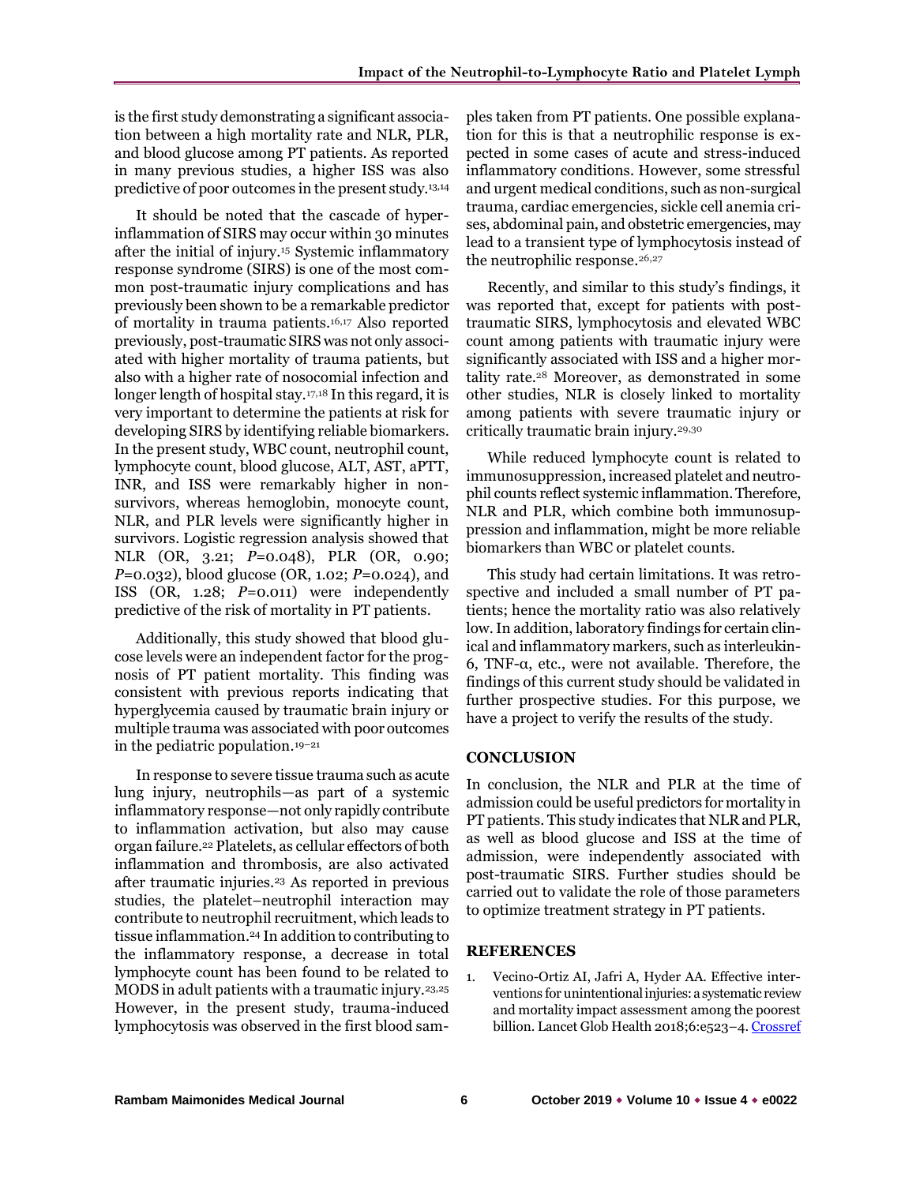is the first study demonstrating a significant association between a high mortality rate and NLR, PLR, and blood glucose among PT patients. As reported in many previous studies, a higher ISS was also predictive of poor outcomes in the present study.[13,14]

It should be noted that the cascade of hyperinflammation of SIRS may occur within 30 minutes after the initial of injury.[15] Systemic inflammatory response syndrome (SIRS) is one of the most common post-traumatic injury complications and has previously been shown to be a remarkable predictor of mortality in trauma patients.[16,17] Also reported previously, post-traumatic SIRS was not only associated with higher mortality of trauma patients, but also with a higher rate of nosocomial infection and longer length of hospital stay.[17,18] In this regard, it is very important to determine the patients at risk for developing SIRS by identifying reliable biomarkers. In the present study, WBC count, neutrophil count, lymphocyte count, blood glucose, ALT, AST, aPTT, INR, and ISS were remarkably higher in non-survivors, whereas hemoglobin, monocyte count, NLR, and PLR levels were significantly higher in survivors. Logistic regression analysis showed that NLR (OR, 3.21; *P*=0.048), PLR (OR, 0.90; *P*=0.032), blood glucose (OR, 1.02; *P*=0.024), and ISS (OR, 1.28; *P*=0.011) were independently predictive of the risk of mortality in PT patients.

Additionally, this study showed that blood glucose levels were an independent factor for the prognosis of PT patient mortality. This finding was consistent with previous reports indicating that hyperglycemia caused by traumatic brain injury or multiple trauma was associated with poor outcomes in the pediatric population.[19–21]

In response to severe tissue trauma such as acute lung injury, neutrophils—as part of a systemic inflammatory response—not only rapidly contribute to inflammation activation, but also may cause organ failure.[22] Platelets, as cellular effectors of both inflammation and thrombosis, are also activated after traumatic injuries.[23] As reported in previous studies, the platelet–neutrophil interaction may contribute to neutrophil recruitment, which leads to tissue inflammation.[24] In addition to contributing to the inflammatory response, a decrease in total lymphocyte count has been found to be related to MODS in adult patients with a traumatic injury.[23,25] However, in the present study, trauma-induced lymphocytosis was observed in the first blood samples taken from PT patients. One possible explanation for this is that a neutrophilic response is expected in some cases of acute and stress-induced inflammatory conditions. However, some stressful and urgent medical conditions, such as non-surgical trauma, cardiac emergencies, sickle cell anemia crises, abdominal pain, and obstetric emergencies, may lead to a transient type of lymphocytosis instead of the neutrophilic response.[26,27]

Recently, and similar to this study's findings, it was reported that, except for patients with post-traumatic SIRS, lymphocytosis and elevated WBC count among patients with traumatic injury were significantly associated with ISS and a higher mortality rate.[28] Moreover, as demonstrated in some other studies, NLR is closely linked to mortality among patients with severe traumatic injury or critically traumatic brain injury.[29,30]

While reduced lymphocyte count is related to immunosuppression, increased platelet and neutrophil counts reflect systemic inflammation. Therefore, NLR and PLR, which combine both immunosuppression and inflammation, might be more reliable biomarkers than WBC or platelet counts.

This study had certain limitations. It was retrospective and included a small number of PT patients; hence the mortality ratio was also relatively low. In addition, laboratory findings for certain clinical and inflammatory markers, such as interleukin-6, TNF-α, etc., were not available. Therefore, the findings of this current study should be validated in further prospective studies. For this purpose, we have a project to verify the results of the study.

## CONCLUSION

In conclusion, the NLR and PLR at the time of admission could be useful predictors for mortality in PT patients. This study indicates that NLR and PLR, as well as blood glucose and ISS at the time of admission, were independently associated with post-traumatic SIRS. Further studies should be carried out to validate the role of those parameters to optimize treatment strategy in PT patients.

## REFERENCES

1. Vecino-Ortiz AI, Jafri A, Hyder AA. Effective interventions for unintentional injuries: a systematic review and mortality impact assessment among the poorest billion. Lancet Glob Health 2018;6:e523–4. Crossref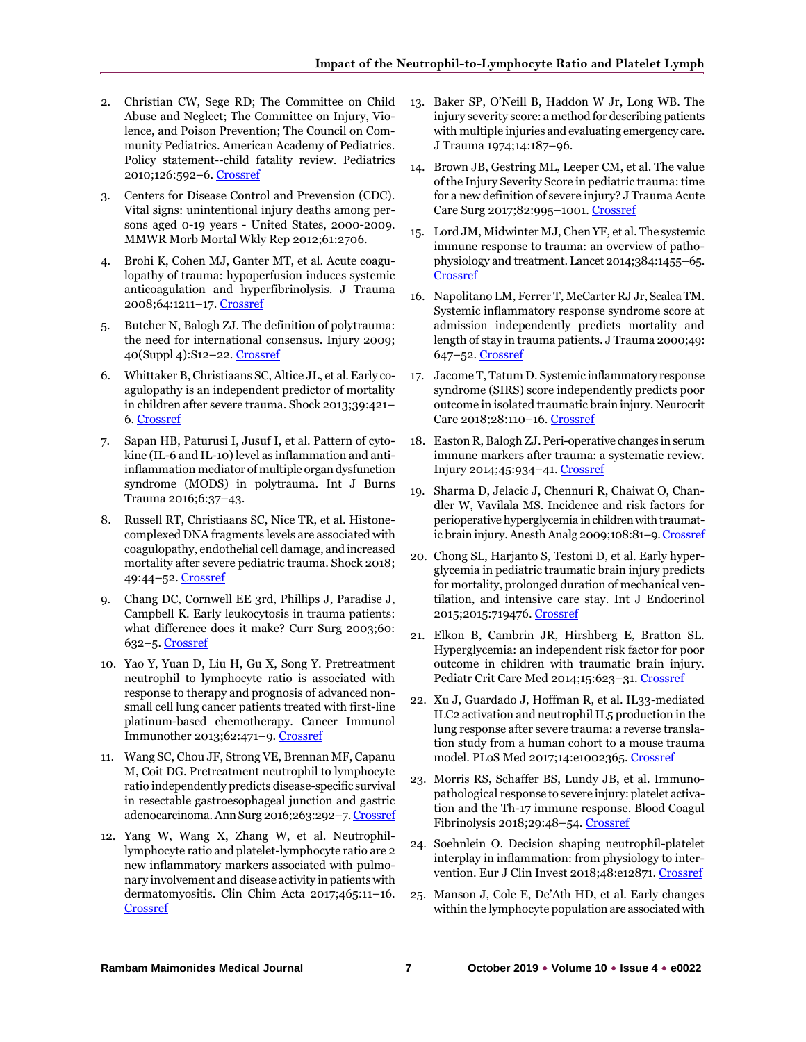2. Christian CW, Sege RD; The Committee on Child Abuse and Neglect; The Committee on Injury, Violence, and Poison Prevention; The Council on Community Pediatrics. American Academy of Pediatrics. Policy statement--child fatality review. Pediatrics 2010;126:592–6. Crossref

3. Centers for Disease Control and Prevension (CDC). Vital signs: unintentional injury deaths among persons aged 0-19 years - United States, 2000-2009. MMWR Morb Mortal Wkly Rep 2012;61:2706.

4. Brohi K, Cohen MJ, Ganter MT, et al. Acute coagulopathy of trauma: hypoperfusion induces systemic anticoagulation and hyperfibrinolysis. J Trauma 2008;64:1211–17. Crossref

5. Butcher N, Balogh ZJ. The definition of polytrauma: the need for international consensus. Injury 2009; 40(Suppl 4):S12–22. Crossref

6. Whittaker B, Christiaans SC, Altice JL, et al. Early coagulopathy is an independent predictor of mortality in children after severe trauma. Shock 2013;39:421–6. Crossref

7. Sapan HB, Paturusi I, Jusuf I, et al. Pattern of cytokine (IL-6 and IL-10) level as inflammation and anti-inflammation mediator of multiple organ dysfunction syndrome (MODS) in polytrauma. Int J Burns Trauma 2016;6:37–43.

8. Russell RT, Christiaans SC, Nice TR, et al. Histone-complexed DNA fragments levels are associated with coagulopathy, endothelial cell damage, and increased mortality after severe pediatric trauma. Shock 2018; 49:44–52. Crossref

9. Chang DC, Cornwell EE 3rd, Phillips J, Paradise J, Campbell K. Early leukocytosis in trauma patients: what difference does it make? Curr Surg 2003;60: 632–5. Crossref

10. Yao Y, Yuan D, Liu H, Gu X, Song Y. Pretreatment neutrophil to lymphocyte ratio is associated with response to therapy and prognosis of advanced non-small cell lung cancer patients treated with first-line platinum-based chemotherapy. Cancer Immunol Immunother 2013;62:471–9. Crossref

11. Wang SC, Chou JF, Strong VE, Brennan MF, Capanu M, Coit DG. Pretreatment neutrophil to lymphocyte ratio independently predicts disease-specific survival in resectable gastroesophageal junction and gastric adenocarcinoma. Ann Surg 2016;263:292–7. Crossref

12. Yang W, Wang X, Zhang W, et al. Neutrophil-lymphocyte ratio and platelet-lymphocyte ratio are 2 new inflammatory markers associated with pulmonary involvement and disease activity in patients with dermatomyositis. Clin Chim Acta 2017;465:11–16. Crossref

13. Baker SP, O'Neill B, Haddon W Jr, Long WB. The injury severity score: a method for describing patients with multiple injuries and evaluating emergency care. J Trauma 1974;14:187–96.

14. Brown JB, Gestring ML, Leeper CM, et al. The value of the Injury Severity Score in pediatric trauma: time for a new definition of severe injury? J Trauma Acute Care Surg 2017;82:995–1001. Crossref

15. Lord JM, Midwinter MJ, Chen YF, et al. The systemic immune response to trauma: an overview of pathophysiology and treatment. Lancet 2014;384:1455–65. Crossref

16. Napolitano LM, Ferrer T, McCarter RJ Jr, Scalea TM. Systemic inflammatory response syndrome score at admission independently predicts mortality and length of stay in trauma patients. J Trauma 2000;49: 647–52. Crossref

17. Jacome T, Tatum D. Systemic inflammatory response syndrome (SIRS) score independently predicts poor outcome in isolated traumatic brain injury. Neurocrit Care 2018;28:110–16. Crossref

18. Easton R, Balogh ZJ. Peri-operative changes in serum immune markers after trauma: a systematic review. Injury 2014;45:934–41. Crossref

19. Sharma D, Jelacic J, Chennuri R, Chaiwat O, Chandler W, Vavilala MS. Incidence and risk factors for perioperative hyperglycemia in children with traumatic brain injury. Anesth Analg 2009;108:81–9. Crossref

20. Chong SL, Harjanto S, Testoni D, et al. Early hyperglycemia in pediatric traumatic brain injury predicts for mortality, prolonged duration of mechanical ventilation, and intensive care stay. Int J Endocrinol 2015;2015:719476. Crossref

21. Elkon B, Cambrin JR, Hirshberg E, Bratton SL. Hyperglycemia: an independent risk factor for poor outcome in children with traumatic brain injury. Pediatr Crit Care Med 2014;15:623–31. Crossref

22. Xu J, Guardado J, Hoffman R, et al. IL33-mediated ILC2 activation and neutrophil IL5 production in the lung response after severe trauma: a reverse translation study from a human cohort to a mouse trauma model. PLoS Med 2017;14:e1002365. Crossref

23. Morris RS, Schaffer BS, Lundy JB, et al. Immunopathological response to severe injury: platelet activation and the Th-17 immune response. Blood Coagul Fibrinolysis 2018;29:48–54. Crossref

24. Soehnlein O. Decision shaping neutrophil-platelet interplay in inflammation: from physiology to intervention. Eur J Clin Invest 2018;48:e12871. Crossref

25. Manson J, Cole E, De'Ath HD, et al. Early changes within the lymphocyte population are associated with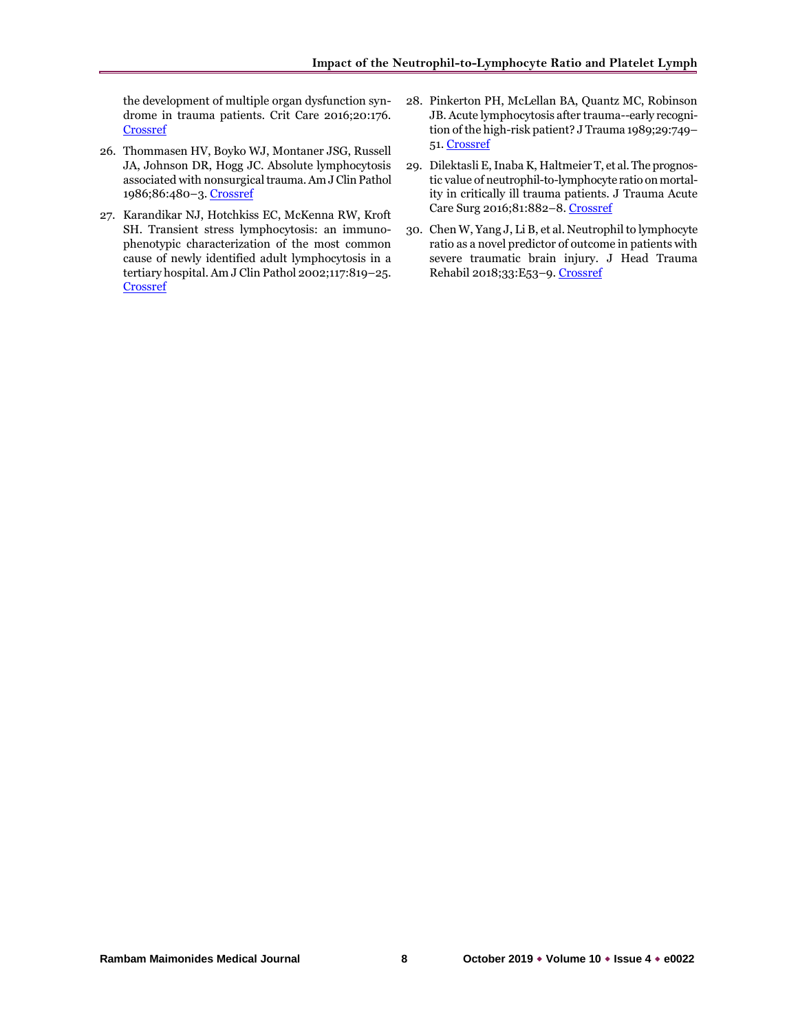the development of multiple organ dysfunction syndrome in trauma patients. Crit Care 2016;20:176. Crossref

26. Thommasen HV, Boyko WJ, Montaner JSG, Russell JA, Johnson DR, Hogg JC. Absolute lymphocytosis associated with nonsurgical trauma. Am J Clin Pathol 1986;86:480–3. Crossref
27. Karandikar NJ, Hotchkiss EC, McKenna RW, Kroft SH. Transient stress lymphocytosis: an immunophenotypic characterization of the most common cause of newly identified adult lymphocytosis in a tertiary hospital. Am J Clin Pathol 2002;117:819–25. Crossref
28. Pinkerton PH, McLellan BA, Quantz MC, Robinson JB. Acute lymphocytosis after trauma--early recognition of the high-risk patient? J Trauma 1989;29:749–51. Crossref
29. Dilektasli E, Inaba K, Haltmeier T, et al. The prognostic value of neutrophil-to-lymphocyte ratio on mortality in critically ill trauma patients. J Trauma Acute Care Surg 2016;81:882–8. Crossref
30. Chen W, Yang J, Li B, et al. Neutrophil to lymphocyte ratio as a novel predictor of outcome in patients with severe traumatic brain injury. J Head Trauma Rehabil 2018;33:E53–9. Crossref